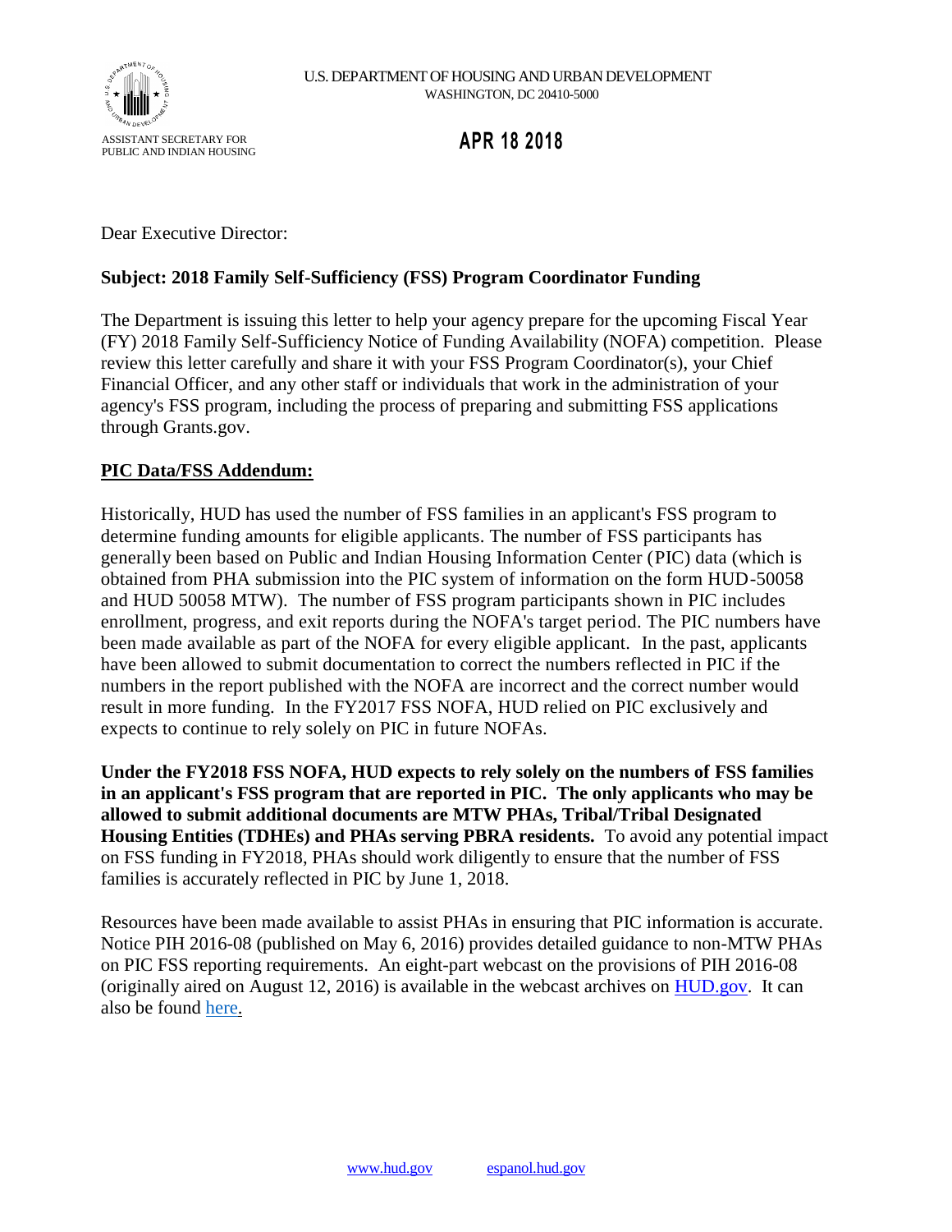U.S. DEPARTMENT OF HOUSING AND URBAN DEVELOPMENT
WASHINGTON, DC 20410-5000

ASSISTANT SECRETARY FOR
PUBLIC AND INDIAN HOUSING

**APR 18 2018**

Dear Executive Director:

**Subject: 2018 Family Self-Sufficiency (FSS) Program Coordinator Funding**

The Department is issuing this letter to help your agency prepare for the upcoming Fiscal Year (FY) 2018 Family Self-Sufficiency Notice of Funding Availability (NOFA) competition. Please review this letter carefully and share it with your FSS Program Coordinator(s), your Chief Financial Officer, and any other staff or individuals that work in the administration of your agency's FSS program, including the process of preparing and submitting FSS applications through Grants.gov.

**PIC Data/FSS Addendum:**

Historically, HUD has used the number of FSS families in an applicant's FSS program to determine funding amounts for eligible applicants. The number of FSS participants has generally been based on Public and Indian Housing Information Center (PIC) data (which is obtained from PHA submission into the PIC system of information on the form HUD-50058 and HUD 50058 MTW). The number of FSS program participants shown in PIC includes enrollment, progress, and exit reports during the NOFA's target period. The PIC numbers have been made available as part of the NOFA for every eligible applicant. In the past, applicants have been allowed to submit documentation to correct the numbers reflected in PIC if the numbers in the report published with the NOFA are incorrect and the correct number would result in more funding. In the FY2017 FSS NOFA, HUD relied on PIC exclusively and expects to continue to rely solely on PIC in future NOFAs.

**Under the FY2018 FSS NOFA, HUD expects to rely solely on the numbers of FSS families in an applicant's FSS program that are reported in PIC. The only applicants who may be allowed to submit additional documents are MTW PHAs, Tribal/Tribal Designated Housing Entities (TDHEs) and PHAs serving PBRA residents.** To avoid any potential impact on FSS funding in FY2018, PHAs should work diligently to ensure that the number of FSS families is accurately reflected in PIC by June 1, 2018.

Resources have been made available to assist PHAs in ensuring that PIC information is accurate. Notice PIH 2016-08 (published on May 6, 2016) provides detailed guidance to non-MTW PHAs on PIC FSS reporting requirements. An eight-part webcast on the provisions of PIH 2016-08 (originally aired on August 12, 2016) is available in the webcast archives on HUD.gov. It can also be found here.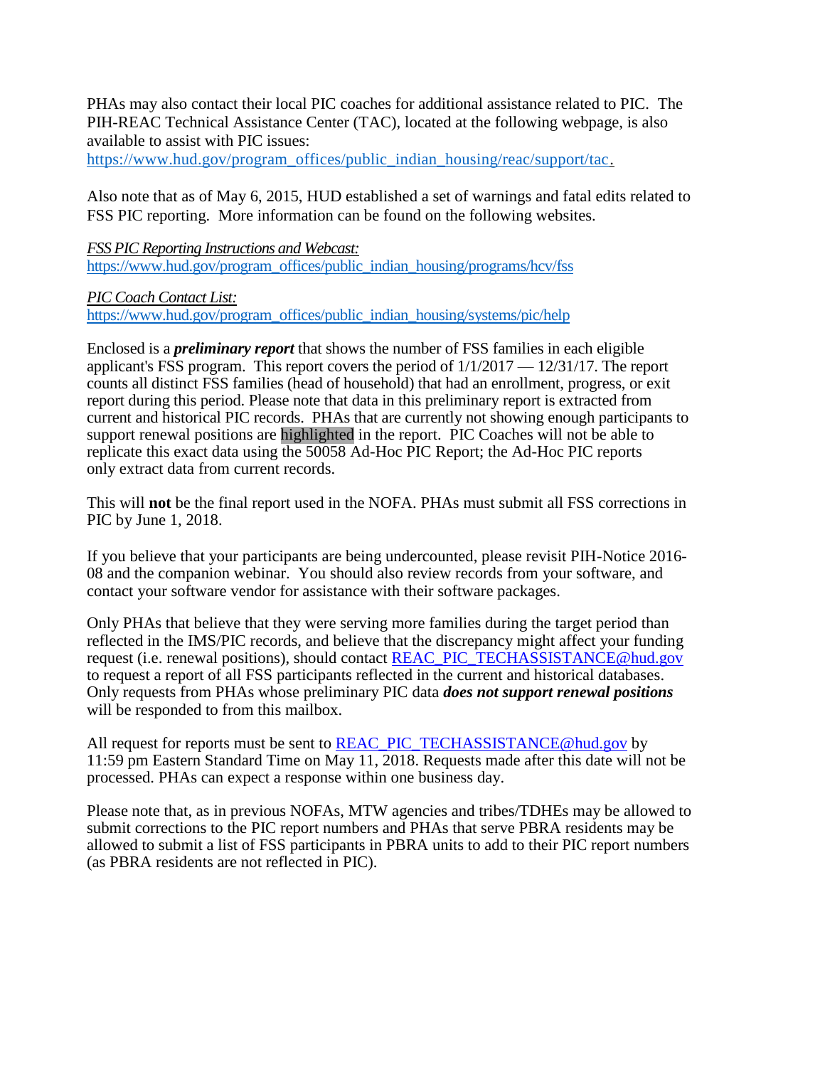PHAs may also contact their local PIC coaches for additional assistance related to PIC. The PIH-REAC Technical Assistance Center (TAC), located at the following webpage, is also available to assist with PIC issues: https://www.hud.gov/program_offices/public_indian_housing/reac/support/tac.

Also note that as of May 6, 2015, HUD established a set of warnings and fatal edits related to FSS PIC reporting. More information can be found on the following websites.

*FSS PIC Reporting Instructions and Webcast:*
https://www.hud.gov/program_offices/public_indian_housing/programs/hcv/fss

*PIC Coach Contact List:*
https://www.hud.gov/program_offices/public_indian_housing/systems/pic/help

Enclosed is a ***preliminary report*** that shows the number of FSS families in each eligible applicant's FSS program. This report covers the period of 1/1/2017 — 12/31/17. The report counts all distinct FSS families (head of household) that had an enrollment, progress, or exit report during this period. Please note that data in this preliminary report is extracted from current and historical PIC records. PHAs that are currently not showing enough participants to support renewal positions are highlighted in the report. PIC Coaches will not be able to replicate this exact data using the 50058 Ad-Hoc PIC Report; the Ad-Hoc PIC reports only extract data from current records.

This will **not** be the final report used in the NOFA. PHAs must submit all FSS corrections in PIC by June 1, 2018.

If you believe that your participants are being undercounted, please revisit PIH-Notice 2016-08 and the companion webinar. You should also review records from your software, and contact your software vendor for assistance with their software packages.

Only PHAs that believe that they were serving more families during the target period than reflected in the IMS/PIC records, and believe that the discrepancy might affect your funding request (i.e. renewal positions), should contact REAC_PIC_TECHASSISTANCE@hud.gov to request a report of all FSS participants reflected in the current and historical databases. Only requests from PHAs whose preliminary PIC data ***does not support renewal positions*** will be responded to from this mailbox.

All request for reports must be sent to REAC_PIC_TECHASSISTANCE@hud.gov by 11:59 pm Eastern Standard Time on May 11, 2018. Requests made after this date will not be processed. PHAs can expect a response within one business day.

Please note that, as in previous NOFAs, MTW agencies and tribes/TDHEs may be allowed to submit corrections to the PIC report numbers and PHAs that serve PBRA residents may be allowed to submit a list of FSS participants in PBRA units to add to their PIC report numbers (as PBRA residents are not reflected in PIC).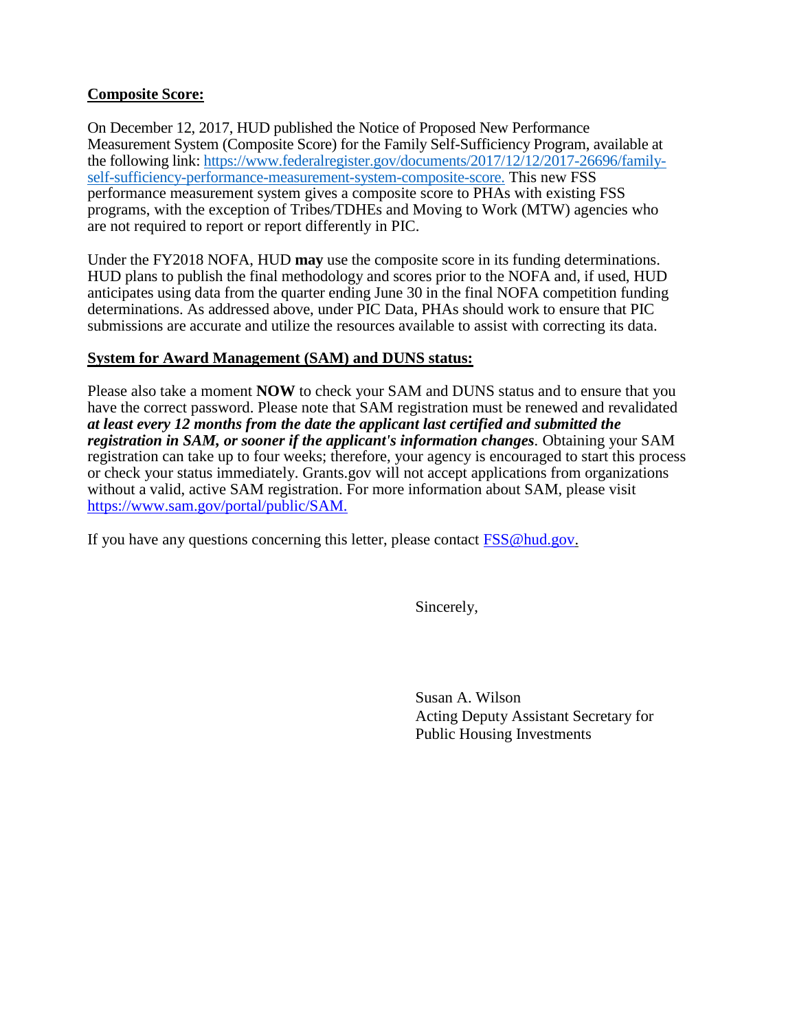**Composite Score:**

On December 12, 2017, HUD published the Notice of Proposed New Performance Measurement System (Composite Score) for the Family Self-Sufficiency Program, available at the following link: [https://www.federalregister.gov/documents/2017/12/12/2017-26696/family-self-sufficiency-performance-measurement-system-composite-score.](https://www.federalregister.gov/documents/2017/12/12/2017-26696/family-self-sufficiency-performance-measurement-system-composite-score) This new FSS performance measurement system gives a composite score to PHAs with existing FSS programs, with the exception of Tribes/TDHEs and Moving to Work (MTW) agencies who are not required to report or report differently in PIC.

Under the FY2018 NOFA, HUD **may** use the composite score in its funding determinations. HUD plans to publish the final methodology and scores prior to the NOFA and, if used, HUD anticipates using data from the quarter ending June 30 in the final NOFA competition funding determinations. As addressed above, under PIC Data, PHAs should work to ensure that PIC submissions are accurate and utilize the resources available to assist with correcting its data.

**System for Award Management (SAM) and DUNS status:**

Please also take a moment **NOW** to check your SAM and DUNS status and to ensure that you have the correct password. Please note that SAM registration must be renewed and revalidated ***at least every 12 months from the date the applicant last certified and submitted the registration in SAM, or sooner if the applicant's information changes***. Obtaining your SAM registration can take up to four weeks; therefore, your agency is encouraged to start this process or check your status immediately. Grants.gov will not accept applications from organizations without a valid, active SAM registration. For more information about SAM, please visit [https://www.sam.gov/portal/public/SAM.](https://www.sam.gov/portal/public/SAM)

If you have any questions concerning this letter, please contact [FSS@hud.gov.](mailto:FSS@hud.gov)

Sincerely,

Susan A. Wilson
Acting Deputy Assistant Secretary for
Public Housing Investments